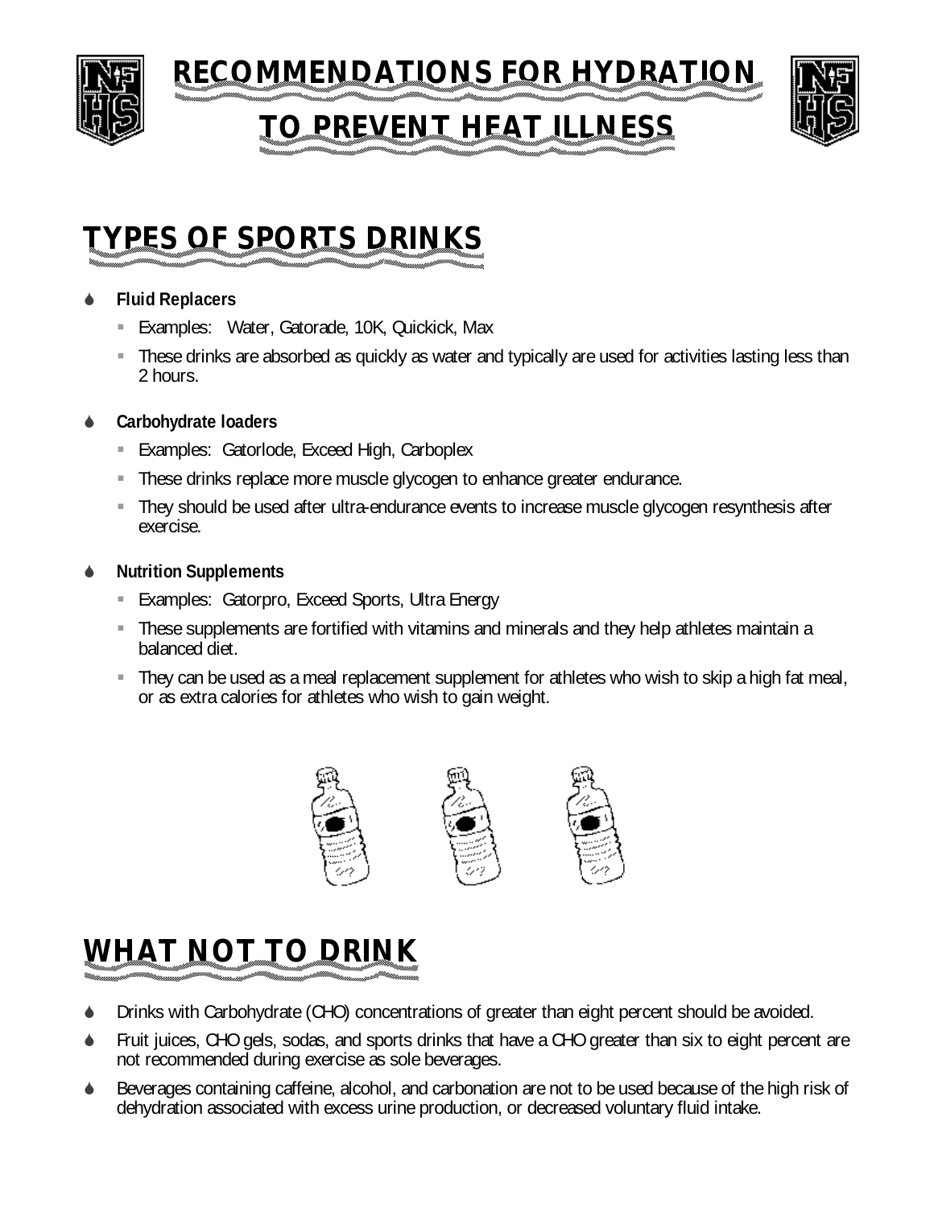# RECOMMENDATIONS FOR HYDRATION TO PREVENT HEAT ILLNESS

## TYPES OF SPORTS DRINKS

- **Fluid Replacers**
  - Examples: Water, Gatorade, 10K, Quickick, Max
  - These drinks are absorbed as quickly as water and typically are used for activities lasting less than 2 hours.
- **Carbohydrate loaders**
  - Examples: Gatorlode, Exceed High, Carboplex
  - These drinks replace more muscle glycogen to enhance greater endurance.
  - They should be used after ultra-endurance events to increase muscle glycogen resynthesis after exercise.
- **Nutrition Supplements**
  - Examples: Gatorpro, Exceed Sports, Ultra Energy
  - These supplements are fortified with vitamins and minerals and they help athletes maintain a balanced diet.
  - They can be used as a meal replacement supplement for athletes who wish to skip a high fat meal, or as extra calories for athletes who wish to gain weight.

## WHAT NOT TO DRINK

- Drinks with Carbohydrate (CHO) concentrations of greater than eight percent should be avoided.
- Fruit juices, CHO gels, sodas, and sports drinks that have a CHO greater than six to eight percent are not recommended during exercise as sole beverages.
- Beverages containing caffeine, alcohol, and carbonation are not to be used because of the high risk of dehydration associated with excess urine production, or decreased voluntary fluid intake.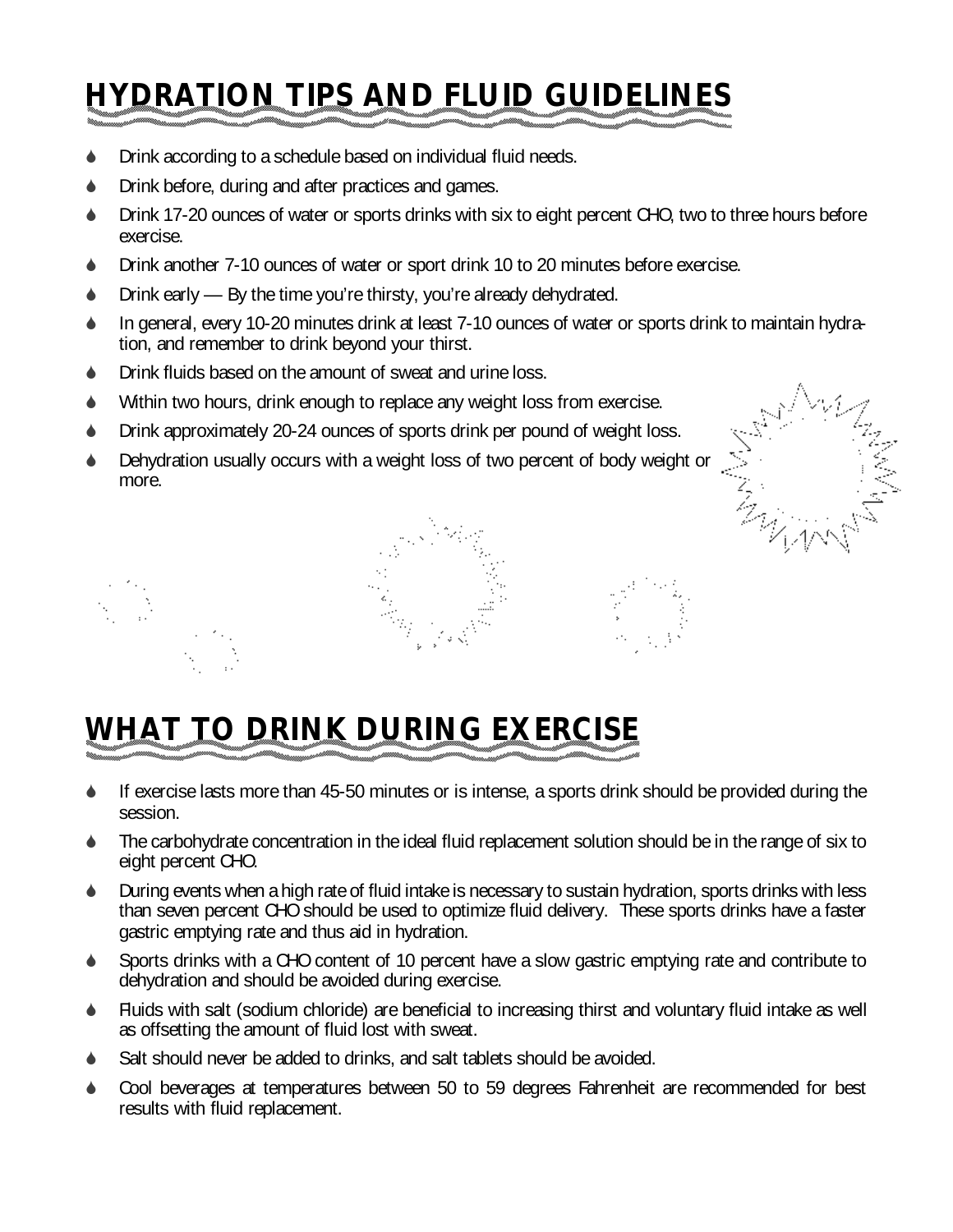## HYDRATION TIPS AND FLUID GUIDELINES

- Drink according to a schedule based on individual fluid needs.
- Drink before, during and after practices and games.
- Drink 17-20 ounces of water or sports drinks with six to eight percent CHO, two to three hours before exercise.
- Drink another 7-10 ounces of water or sport drink 10 to 20 minutes before exercise.
- Drink early — By the time you're thirsty, you're already dehydrated.
- In general, every 10-20 minutes drink at least 7-10 ounces of water or sports drink to maintain hydration, and remember to drink beyond your thirst.
- Drink fluids based on the amount of sweat and urine loss.
- Within two hours, drink enough to replace any weight loss from exercise.
- Drink approximately 20-24 ounces of sports drink per pound of weight loss.
- Dehydration usually occurs with a weight loss of two percent of body weight or more.

## WHAT TO DRINK DURING EXERCISE

- If exercise lasts more than 45-50 minutes or is intense, a sports drink should be provided during the session.
- The carbohydrate concentration in the ideal fluid replacement solution should be in the range of six to eight percent CHO.
- During events when a high rate of fluid intake is necessary to sustain hydration, sports drinks with less than seven percent CHO should be used to optimize fluid delivery. These sports drinks have a faster gastric emptying rate and thus aid in hydration.
- Sports drinks with a CHO content of 10 percent have a slow gastric emptying rate and contribute to dehydration and should be avoided during exercise.
- Fluids with salt (sodium chloride) are beneficial to increasing thirst and voluntary fluid intake as well as offsetting the amount of fluid lost with sweat.
- Salt should never be added to drinks, and salt tablets should be avoided.
- Cool beverages at temperatures between 50 to 59 degrees Fahrenheit are recommended for best results with fluid replacement.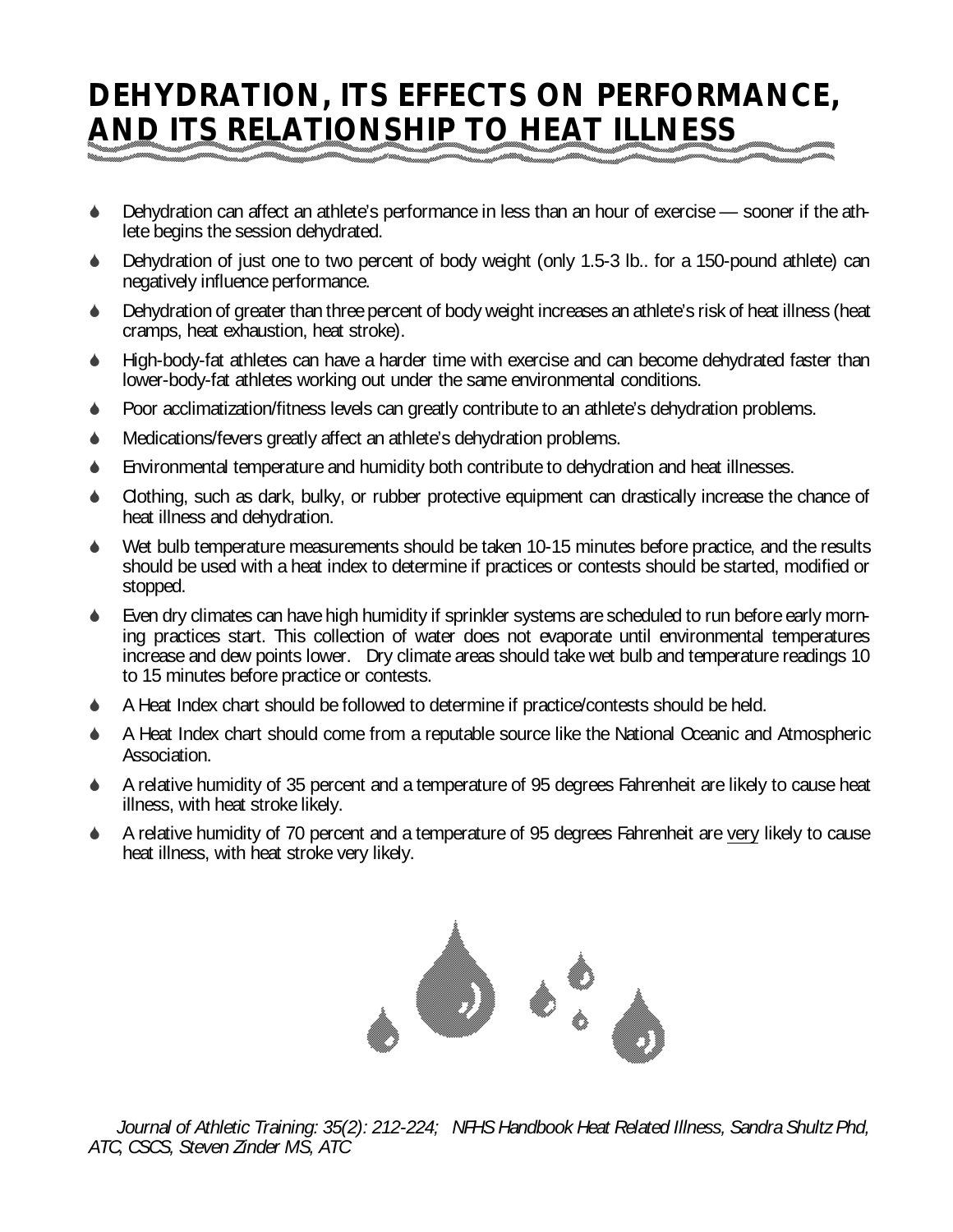# DEHYDRATION, ITS EFFECTS ON PERFORMANCE, AND ITS RELATIONSHIP TO HEAT ILLNESS

- Dehydration can affect an athlete's performance in less than an hour of exercise — sooner if the athlete begins the session dehydrated.
- Dehydration of just one to two percent of body weight (only 1.5-3 lb.. for a 150-pound athlete) can negatively influence performance.
- Dehydration of greater than three percent of body weight increases an athlete's risk of heat illness (heat cramps, heat exhaustion, heat stroke).
- High-body-fat athletes can have a harder time with exercise and can become dehydrated faster than lower-body-fat athletes working out under the same environmental conditions.
- Poor acclimatization/fitness levels can greatly contribute to an athlete's dehydration problems.
- Medications/fevers greatly affect an athlete's dehydration problems.
- Environmental temperature and humidity both contribute to dehydration and heat illnesses.
- Clothing, such as dark, bulky, or rubber protective equipment can drastically increase the chance of heat illness and dehydration.
- Wet bulb temperature measurements should be taken 10-15 minutes before practice, and the results should be used with a heat index to determine if practices or contests should be started, modified or stopped.
- Even dry climates can have high humidity if sprinkler systems are scheduled to run before early morning practices start. This collection of water does not evaporate until environmental temperatures increase and dew points lower. Dry climate areas should take wet bulb and temperature readings 10 to 15 minutes before practice or contests.
- A Heat Index chart should be followed to determine if practice/contests should be held.
- A Heat Index chart should come from a reputable source like the National Oceanic and Atmospheric Association.
- A relative humidity of 35 percent and a temperature of 95 degrees Fahrenheit are likely to cause heat illness, with heat stroke likely.
- A relative humidity of 70 percent and a temperature of 95 degrees Fahrenheit are <u>very</u> likely to cause heat illness, with heat stroke very likely.

*Journal of Athletic Training: 35(2): 212-224; NFHS Handbook Heat Related Illness, Sandra Shultz Phd, ATC, CSCS, Steven Zinder MS, ATC*